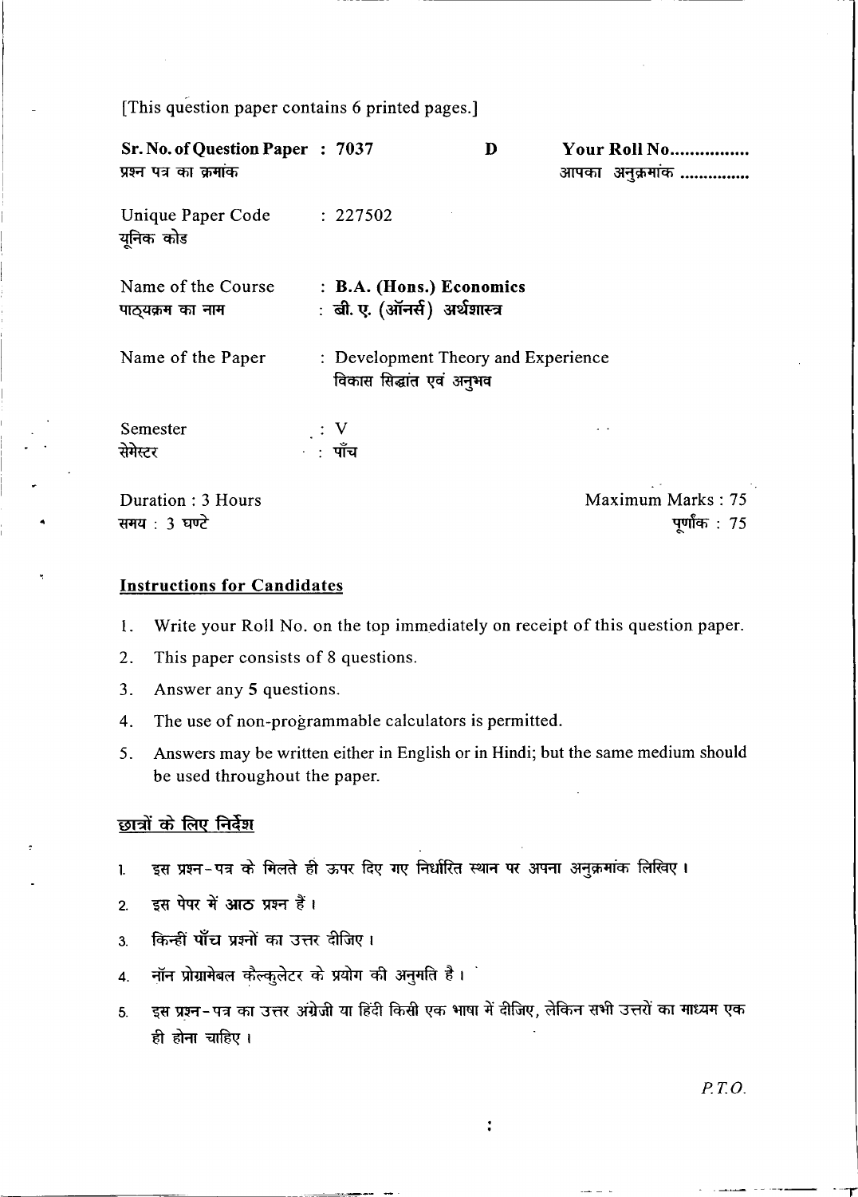[This question paper contains 6 printed pages.]

| | | | |
|---|---|---|---|
| **Sr. No. of Question Paper** : **7037** | | **D** | **Your Roll No................** |
| प्रश्न पत्र का क्रमांक | | | आपका अनुक्रमांक ............... |

Unique Paper Code : 227502
यूनिक कोड

Name of the Course : **B.A. (Hons.) Economics**
पाठ्यक्रम का नाम : **बी. ए. (ऑनर्स) अर्थशास्त्र**

Name of the Paper : Development Theory and Experience
विकास सिद्धांत एवं अनुभव

Semester : V
सेमेस्टर : पाँच

Duration : 3 Hours — Maximum Marks : 75
समय : 3 घण्टे — पूर्णांक : 75

## Instructions for Candidates

1. Write your Roll No. on the top immediately on receipt of this question paper.
2. This paper consists of 8 questions.
3. Answer any **5** questions.
4. The use of non-programmable calculators is permitted.
5. Answers may be written either in English or in Hindi; but the same medium should be used throughout the paper.

## छात्रों के लिए निर्देश

1. इस प्रश्न-पत्र के मिलते ही ऊपर दिए गए निर्धारित स्थान पर अपना अनुक्रमांक लिखिए।
2. इस पेपर में आठ प्रश्न हैं।
3. किन्हीं पाँच प्रश्नों का उत्तर दीजिए।
4. नॉन प्रोग्रामेबल कैल्कुलेटर के प्रयोग की अनुमति है।
5. इस प्रश्न-पत्र का उत्तर अंग्रेजी या हिंदी किसी एक भाषा में दीजिए, लेकिन सभी उत्तरों का माध्यम एक ही होना चाहिए।

*P.T.O.*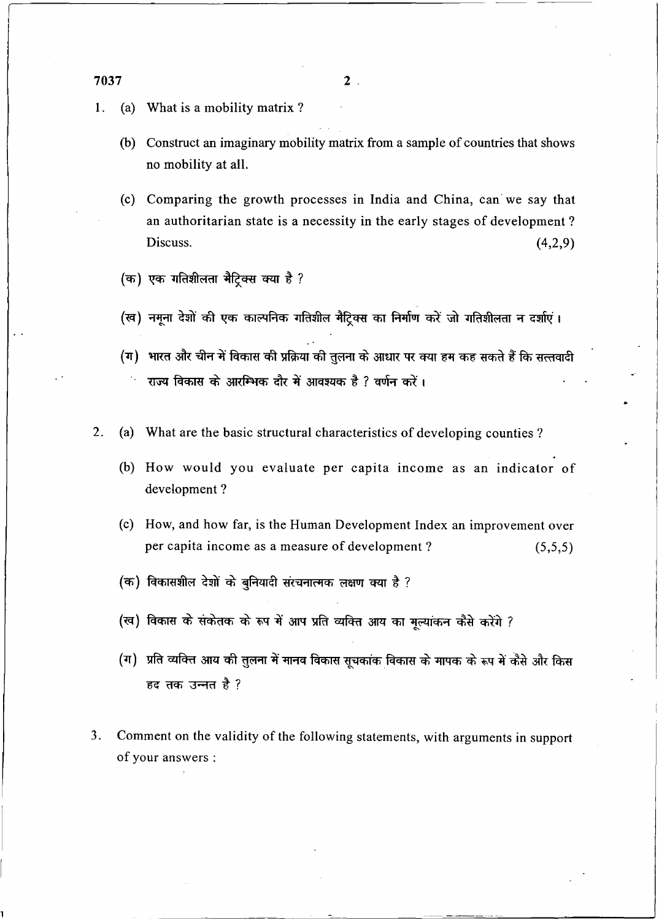1. (a) What is a mobility matrix ?

   (b) Construct an imaginary mobility matrix from a sample of countries that shows no mobility at all.

   (c) Comparing the growth processes in India and China, can we say that an authoritarian state is a necessity in the early stages of development ? Discuss. (4,2,9)

   (क) एक गतिशीलता मैट्रिक्स क्या है ?

   (ख) नमूना देशों की एक काल्पनिक गतिशील मैट्रिक्स का निर्माण करें जो गतिशीलता न दर्शाएं।

   (ग) भारत और चीन में विकास की प्रक्रिया की तुलना के आधार पर क्या हम कह सकते हैं कि सत्तवादी राज्य विकास के आरम्भिक दौर में आवश्यक है ? वर्णन करें।

2. (a) What are the basic structural characteristics of developing counties ?

   (b) How would you evaluate per capita income as an indicator of development ?

   (c) How, and how far, is the Human Development Index an improvement over per capita income as a measure of development ? (5,5,5)

   (क) विकासशील देशों के बुनियादी संरचनात्मक लक्षण क्या है ?

   (ख) विकास के संकेतक के रूप में आप प्रति व्यक्ति आय का मूल्यांकन कैसे करेंगे ?

   (ग) प्रति व्यक्ति आय की तुलना में मानव विकास सूचकांक विकास के मापक के रूप में कैसे और किस हद तक उन्नत है ?

3. Comment on the validity of the following statements, with arguments in support of your answers :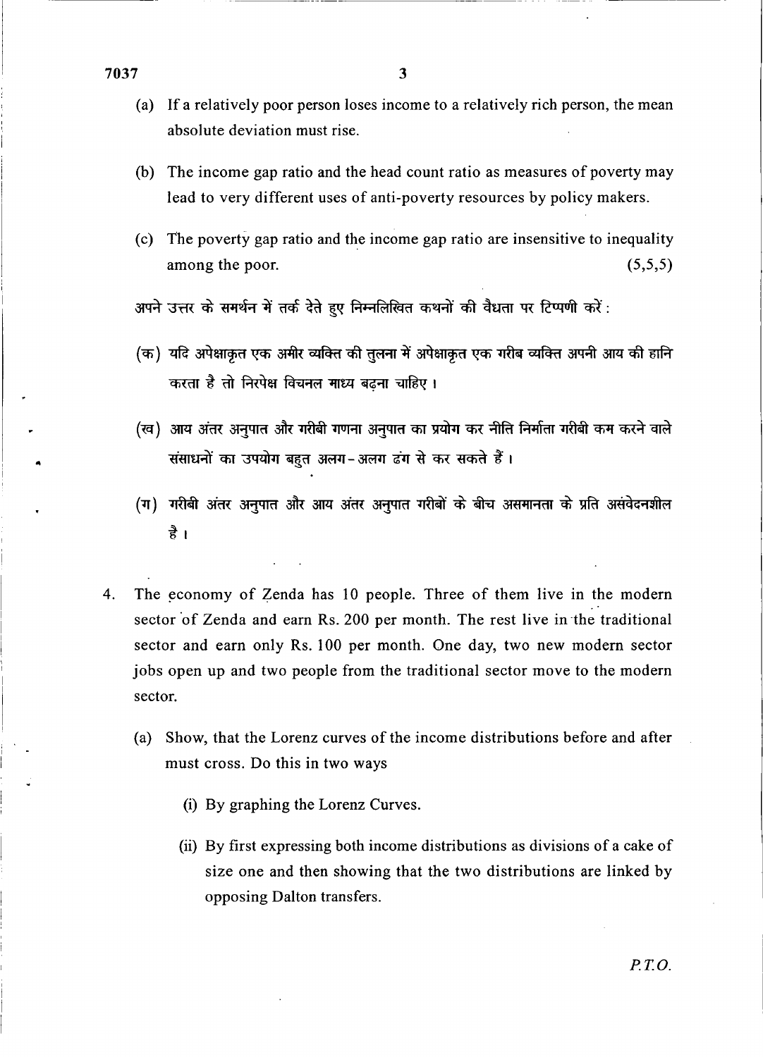(a) If a relatively poor person loses income to a relatively rich person, the mean absolute deviation must rise.

(b) The income gap ratio and the head count ratio as measures of poverty may lead to very different uses of anti-poverty resources by policy makers.

(c) The poverty gap ratio and the income gap ratio are insensitive to inequality among the poor. (5,5,5)

अपने उत्तर के समर्थन में तर्क देते हुए निम्नलिखित कथनों की वैधता पर टिप्पणी करें :

(क) यदि अपेक्षाकृत एक अमीर व्यक्ति की तुलना में अपेक्षाकृत एक गरीब व्यक्ति अपनी आय की हानि करता है तो निरपेक्ष विचलन माध्य बढ़ना चाहिए ।

(ख) आय अंतर अनुपात और गरीबी गणना अनुपात का प्रयोग कर नीति निर्माता गरीबी कम करने वाले संसाधनों का उपयोग बहुत अलग-अलग ढंग से कर सकते हैं ।

(ग) गरीबी अंतर अनुपात और आय अंतर अनुपात गरीबों के बीच असमानता के प्रति असंवेदनशील है ।

4. The economy of Zenda has 10 people. Three of them live in the modern sector of Zenda and earn Rs. 200 per month. The rest live in the traditional sector and earn only Rs. 100 per month. One day, two new modern sector jobs open up and two people from the traditional sector move to the modern sector.

   (a) Show, that the Lorenz curves of the income distributions before and after must cross. Do this in two ways

      (i) By graphing the Lorenz Curves.

      (ii) By first expressing both income distributions as divisions of a cake of size one and then showing that the two distributions are linked by opposing Dalton transfers.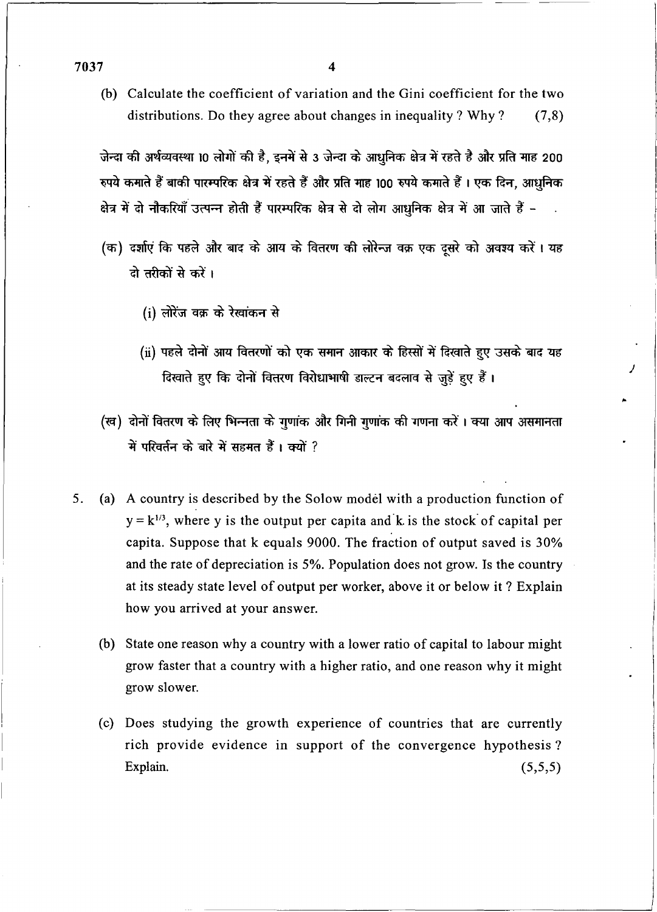(b) Calculate the coefficient of variation and the Gini coefficient for the two distributions. Do they agree about changes in inequality ? Why ? (7,8)

जेन्दा की अर्थव्यवस्था 10 लोगों की है, इनमें से 3 जेन्दा के आधुनिक क्षेत्र में रहते है और प्रति माह 200 रुपये कमाते हैं बाकी पारम्परिक क्षेत्र में रहते हैं और प्रति माह 100 रुपये कमाते हैं । एक दिन, आधुनिक क्षेत्र में दो नौकरियाँ उत्पन्न होती हैं पारम्परिक क्षेत्र से दो लोग आधुनिक क्षेत्र में आ जाते हैं -

(क) दर्शाएं कि पहले और बाद के आय के वितरण की लोरेन्ज वक्र एक दूसरे को अवश्य करें । यह दो तरीकों से करें ।

(i) लोरेंज वक्र के रेखांकन से

(ii) पहले दोनों आय वितरणों को एक समान आकार के हिस्सों में दिखाते हुए उसके बाद यह दिखाते हुए कि दोनों वितरण विरोधाभाषी डाल्टन बदलाव से जुड़े हुए हैं ।

(ख) दोनों वितरण के लिए भिन्नता के गुणांक और गिनी गुणांक की गणना करें । क्या आप असमानता में परिवर्तन के बारे में सहमत हैं । क्यों ?

5. (a) A country is described by the Solow model with a production function of $y = k^{1/3}$, where y is the output per capita and k is the stock of capital per capita. Suppose that k equals 9000. The fraction of output saved is 30% and the rate of depreciation is 5%. Population does not grow. Is the country at its steady state level of output per worker, above it or below it ? Explain how you arrived at your answer.

(b) State one reason why a country with a lower ratio of capital to labour might grow faster that a country with a higher ratio, and one reason why it might grow slower.

(c) Does studying the growth experience of countries that are currently rich provide evidence in support of the convergence hypothesis ? Explain. (5,5,5)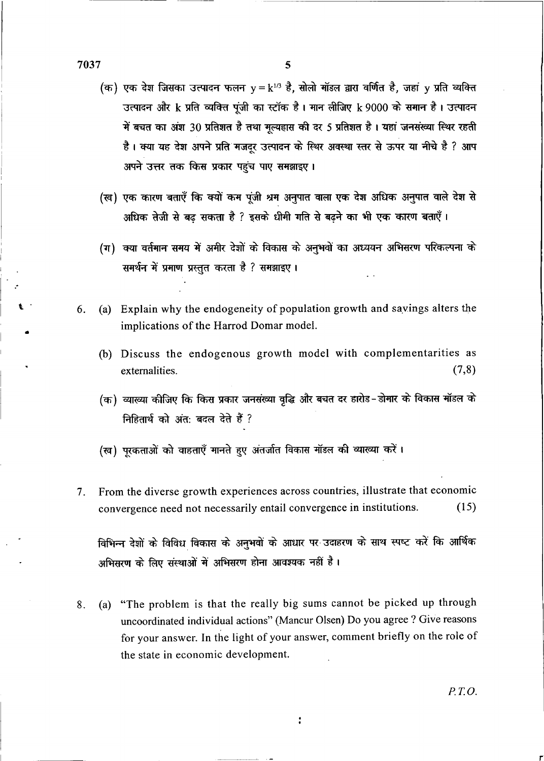(क) एक देश जिसका उत्पादन फलन $y = k^{1/3}$ है, सोलो मॉडल द्वारा वर्णित है, जहां y प्रति व्यक्ति उत्पादन और k प्रति व्यक्ति पूंजी का स्टॉक है। मान लीजिए k 9000 के समान है। उत्पादन में बचत का अंश 30 प्रतिशत है तथा मूल्यह्रास की दर 5 प्रतिशत है। यहां जनसंख्या स्थिर रहती है। क्या यह देश अपने प्रति मजदूर उत्पादन के स्थिर अवस्था स्तर से ऊपर या नीचे है ? आप अपने उत्तर तक किस प्रकार पहुंच पाए समझाइए।

(ख) एक कारण बताएँ कि क्यों कम पूंजी श्रम अनुपात वाला एक देश अधिक अनुपात वाले देश से अधिक तेजी से बढ़ सकता है ? इसके धीमी गति से बढ़ने का भी एक कारण बताएँ।

(ग) क्या वर्तमान समय में अमीर देशों के विकास के अनुभवों का अध्ययन अभिसरण परिकल्पना के समर्थन में प्रमाण प्रस्तुत करता है ? समझाइए।

6. (a) Explain why the endogeneity of population growth and savings alters the implications of the Harrod Domar model.

   (b) Discuss the endogenous growth model with complementarities as externalities. (7,8)

   (क) व्याख्या कीजिए कि किस प्रकार जनसंख्या वृद्धि और बचत दर हारोड-डोमार के विकास मॉडल के निहितार्थ को अंत: बदल देते हैं ?

   (ख) पूरकताओं को वाहताएँ मानते हुए अंतर्जात विकास मॉडल की व्याख्या करें।

7. From the diverse growth experiences across countries, illustrate that economic convergence need not necessarily entail convergence in institutions. (15)

   विभिन्न देशों के विविध विकास के अनुभवों के आधार पर उदाहरण के साथ स्पष्ट करें कि आर्थिक अभिसरण के लिए संस्थाओं में अभिसरण होना आवश्यक नहीं है।

8. (a) "The problem is that the really big sums cannot be picked up through uncoordinated individual actions" (Mancur Olsen) Do you agree ? Give reasons for your answer. In the light of your answer, comment briefly on the role of the state in economic development.

P.T.O.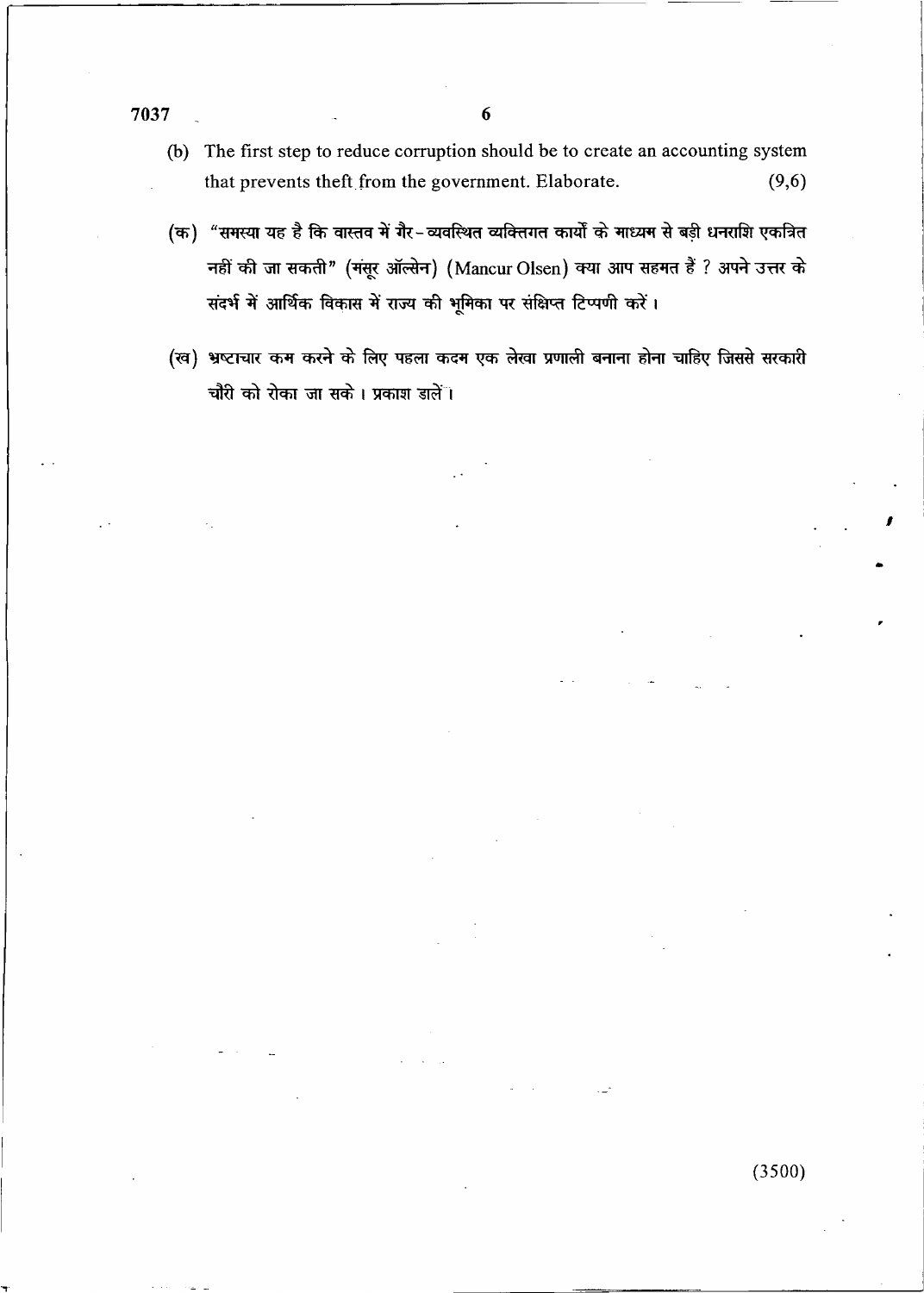(b) The first step to reduce corruption should be to create an accounting system that prevents theft from the government. Elaborate. (9,6)

(क) "समस्या यह है कि वास्तव में गैर-व्यवस्थित व्यक्तिगत कार्यों के माध्यम से बड़ी धनराशि एकत्रित नहीं की जा सकती" (मंसूर ऑल्सेन) (Mancur Olsen) क्या आप सहमत हैं ? अपने उत्तर के संदर्भ में आर्थिक विकास में राज्य की भूमिका पर संक्षिप्त टिप्पणी करें।

(ख) भ्रष्टाचार कम करने के लिए पहला कदम एक लेखा प्रणाली बनाना होना चाहिए जिससे सरकारी चौरी को रोका जा सके। प्रकाश डालें।

(3500)